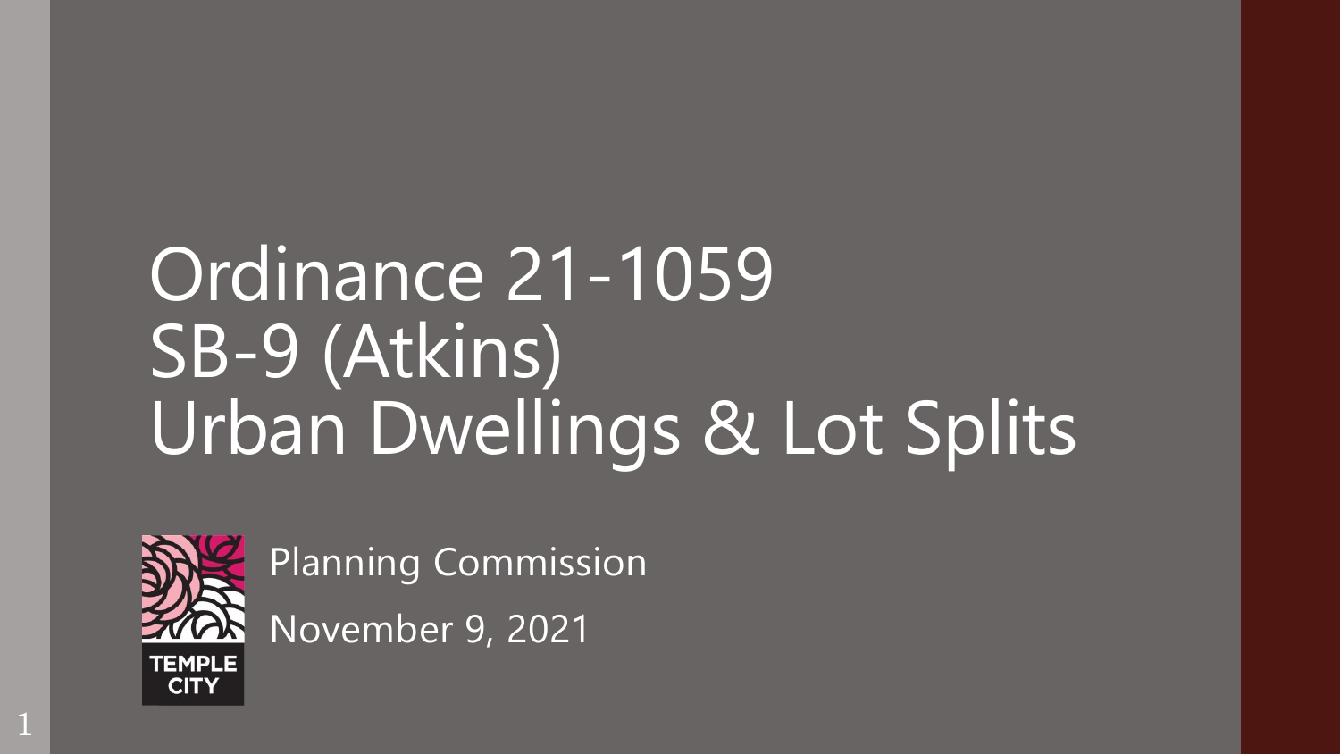# Ordinance 21-1059
# SB-9 (Atkins)
# Urban Dwellings & Lot Splits

TEMPLE CITY

Planning Commission

November 9, 2021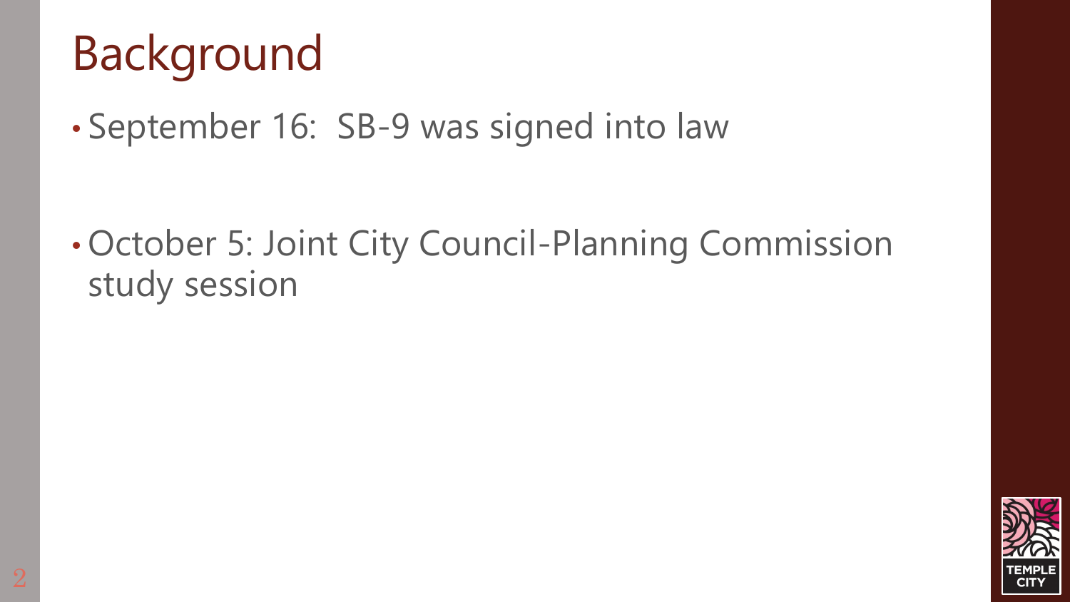# Background

- September 16: SB-9 was signed into law

- October 5: Joint City Council-Planning Commission study session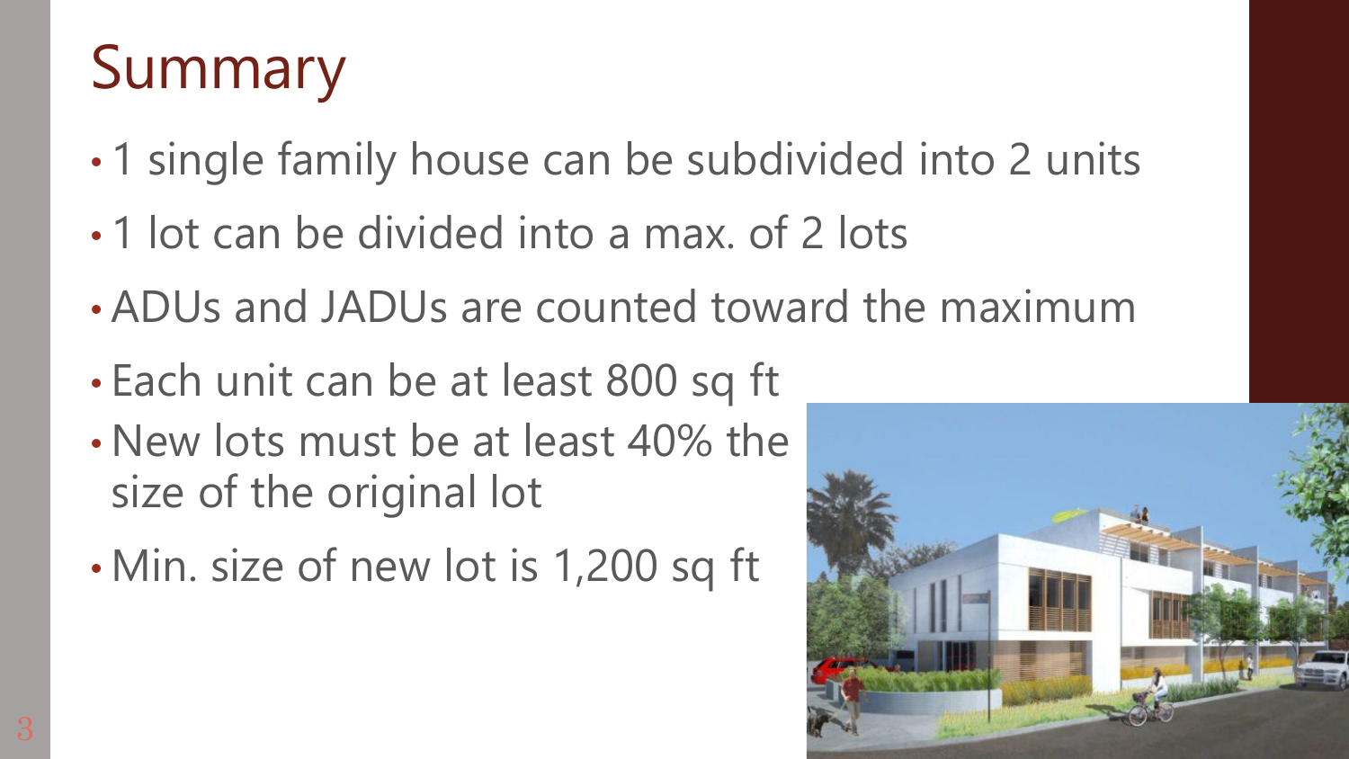# Summary

- 1 single family house can be subdivided into 2 units
- 1 lot can be divided into a max. of 2 lots
- ADUs and JADUs are counted toward the maximum
- Each unit can be at least 800 sq ft
- New lots must be at least 40% the size of the original lot
- Min. size of new lot is 1,200 sq ft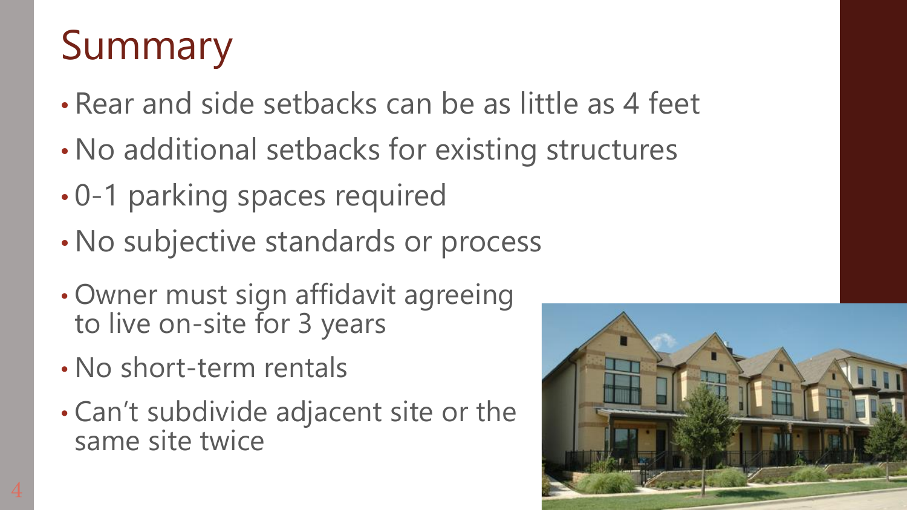# Summary

- Rear and side setbacks can be as little as 4 feet
- No additional setbacks for existing structures
- 0-1 parking spaces required
- No subjective standards or process
- Owner must sign affidavit agreeing to live on-site for 3 years
- No short-term rentals
- Can't subdivide adjacent site or the same site twice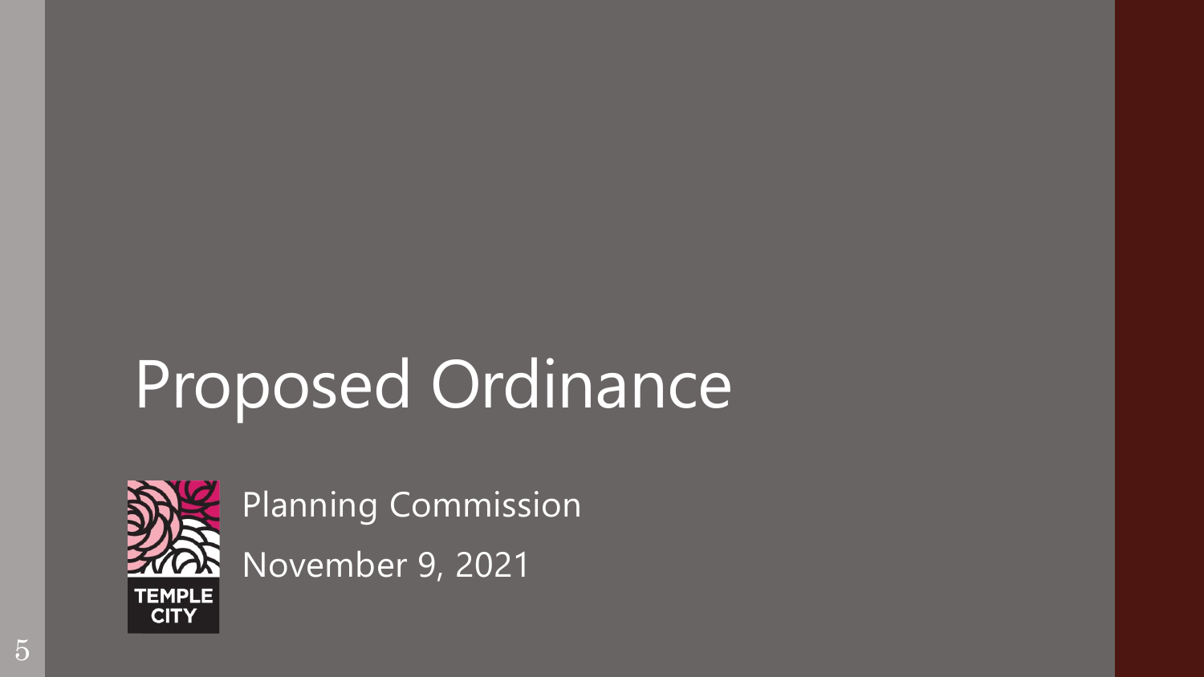# Proposed Ordinance

Planning Commission

November 9, 2021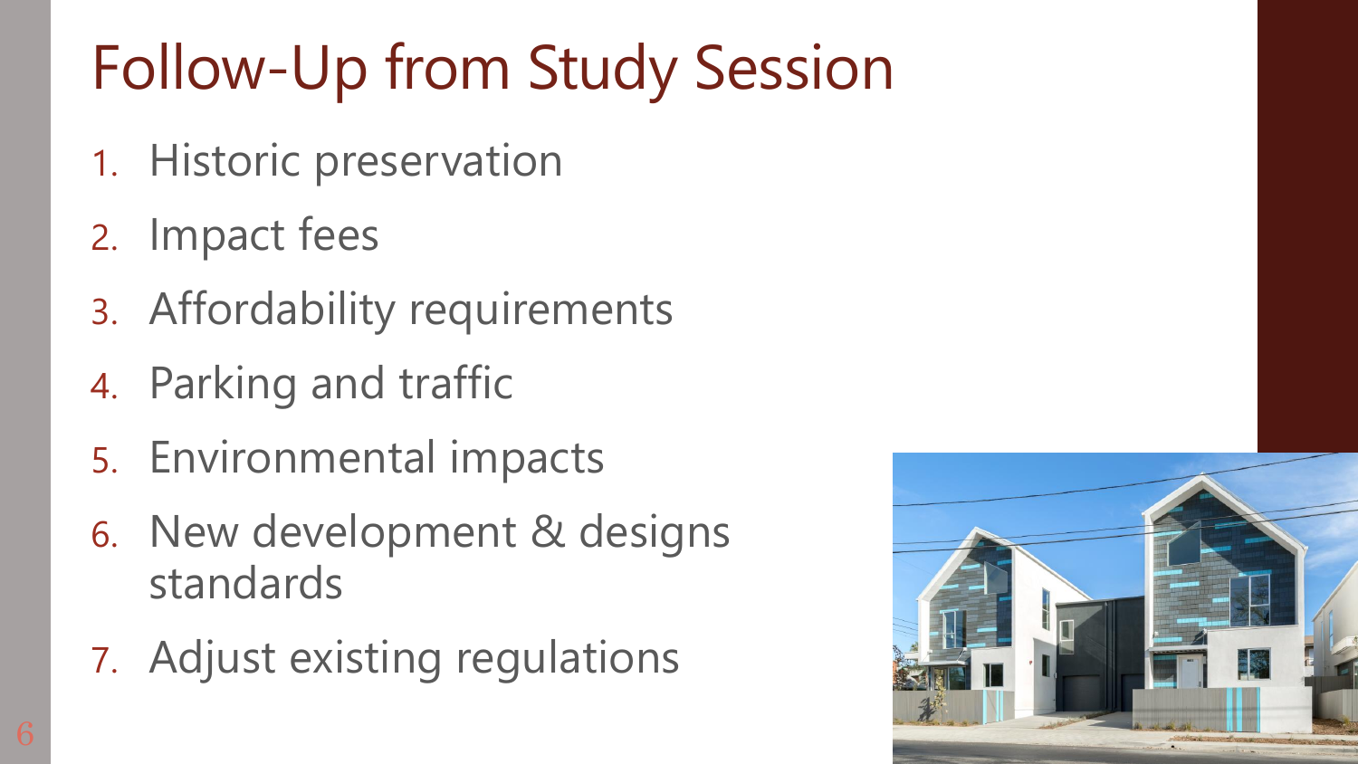# Follow-Up from Study Session

1. Historic preservation
2. Impact fees
3. Affordability requirements
4. Parking and traffic
5. Environmental impacts
6. New development & designs standards
7. Adjust existing regulations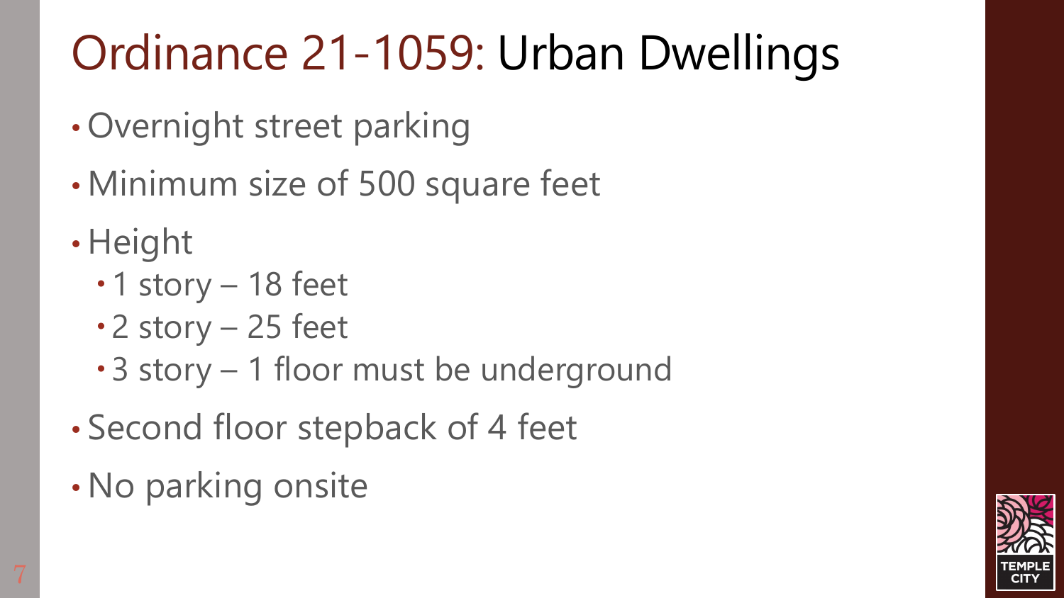# Ordinance 21-1059: Urban Dwellings

- Overnight street parking
- Minimum size of 500 square feet
- Height
  - 1 story – 18 feet
  - 2 story – 25 feet
  - 3 story – 1 floor must be underground
- Second floor stepback of 4 feet
- No parking onsite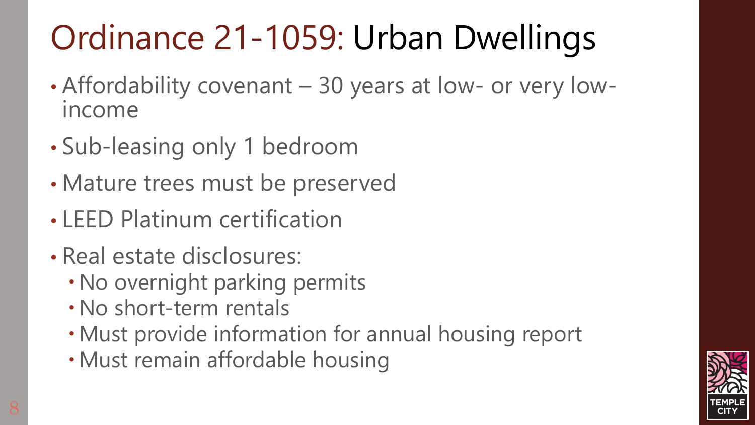# Ordinance 21-1059: Urban Dwellings

- Affordability covenant – 30 years at low- or very low-income
- Sub-leasing only 1 bedroom
- Mature trees must be preserved
- LEED Platinum certification
- Real estate disclosures:
  - No overnight parking permits
  - No short-term rentals
  - Must provide information for annual housing report
  - Must remain affordable housing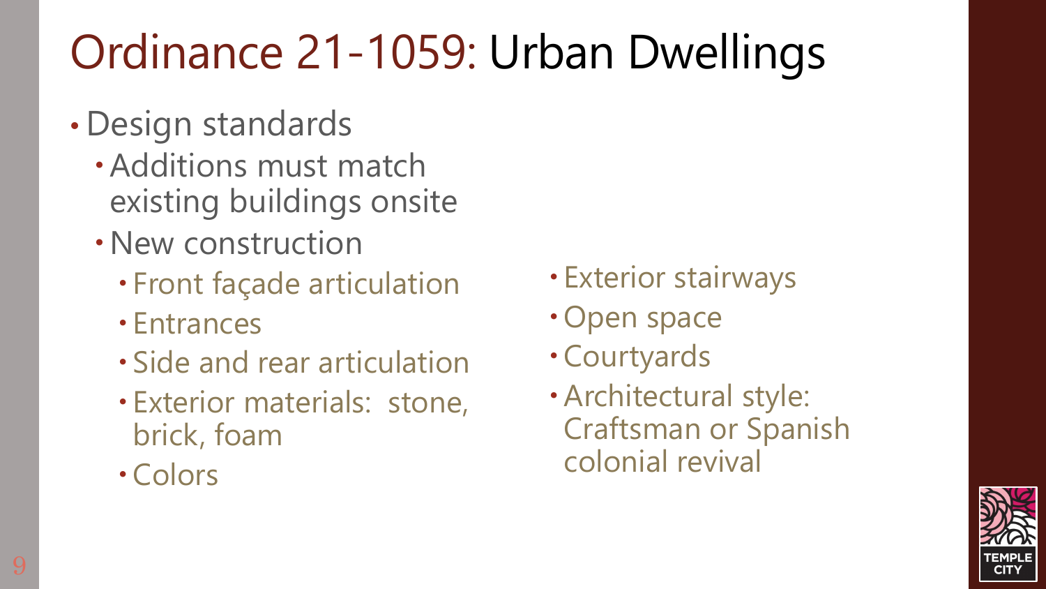# Ordinance 21-1059: Urban Dwellings

- Design standards
  - Additions must match existing buildings onsite
  - New construction
    - Front façade articulation
    - Entrances
    - Side and rear articulation
    - Exterior materials: stone, brick, foam
    - Colors
    - Exterior stairways
    - Open space
    - Courtyards
    - Architectural style: Craftsman or Spanish colonial revival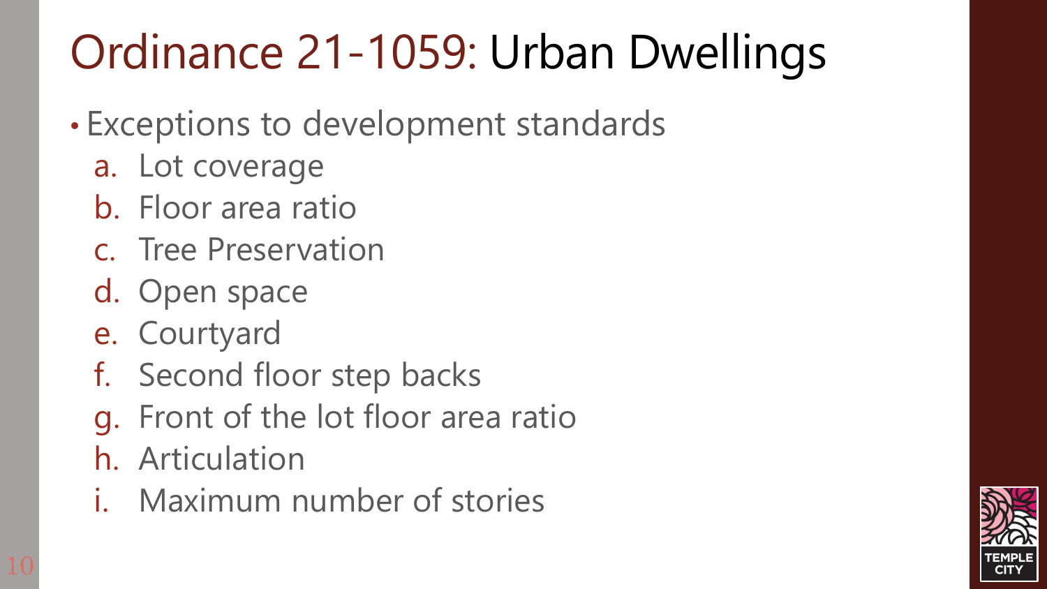# Ordinance 21-1059: Urban Dwellings

- Exceptions to development standards
  a. Lot coverage
  b. Floor area ratio
  c. Tree Preservation
  d. Open space
  e. Courtyard
  f. Second floor step backs
  g. Front of the lot floor area ratio
  h. Articulation
  i. Maximum number of stories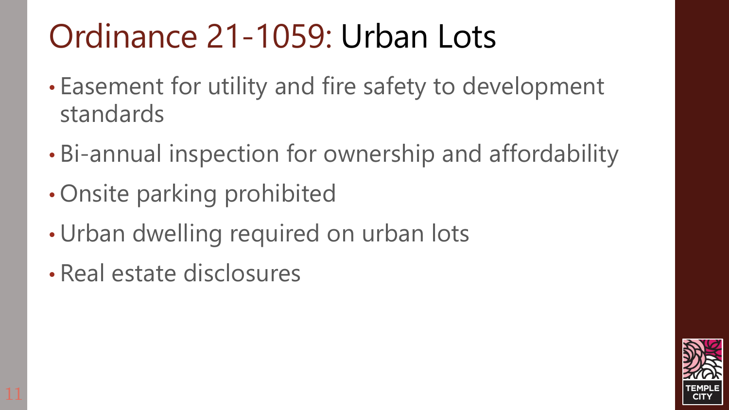# Ordinance 21-1059: Urban Lots

- Easement for utility and fire safety to development standards
- Bi-annual inspection for ownership and affordability
- Onsite parking prohibited
- Urban dwelling required on urban lots
- Real estate disclosures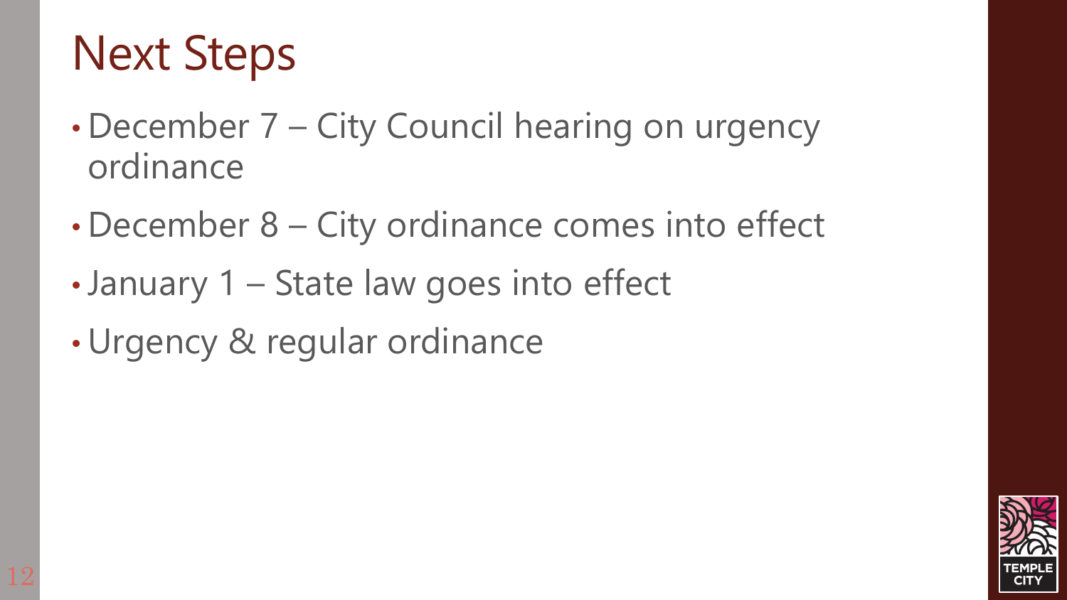# Next Steps

- December 7 – City Council hearing on urgency ordinance
- December 8 – City ordinance comes into effect
- January 1 – State law goes into effect
- Urgency & regular ordinance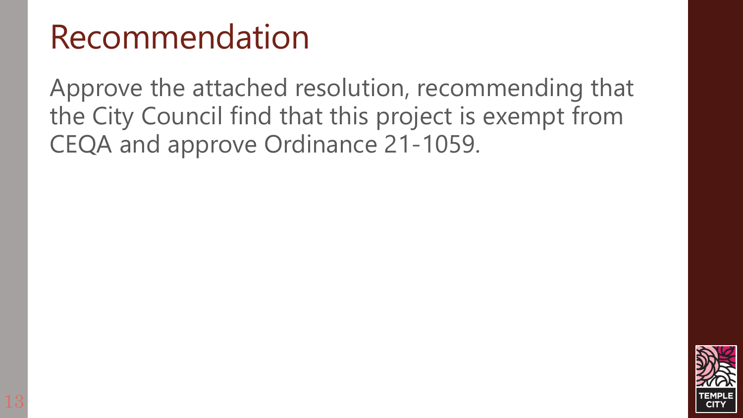# Recommendation

Approve the attached resolution, recommending that the City Council find that this project is exempt from CEQA and approve Ordinance 21-1059.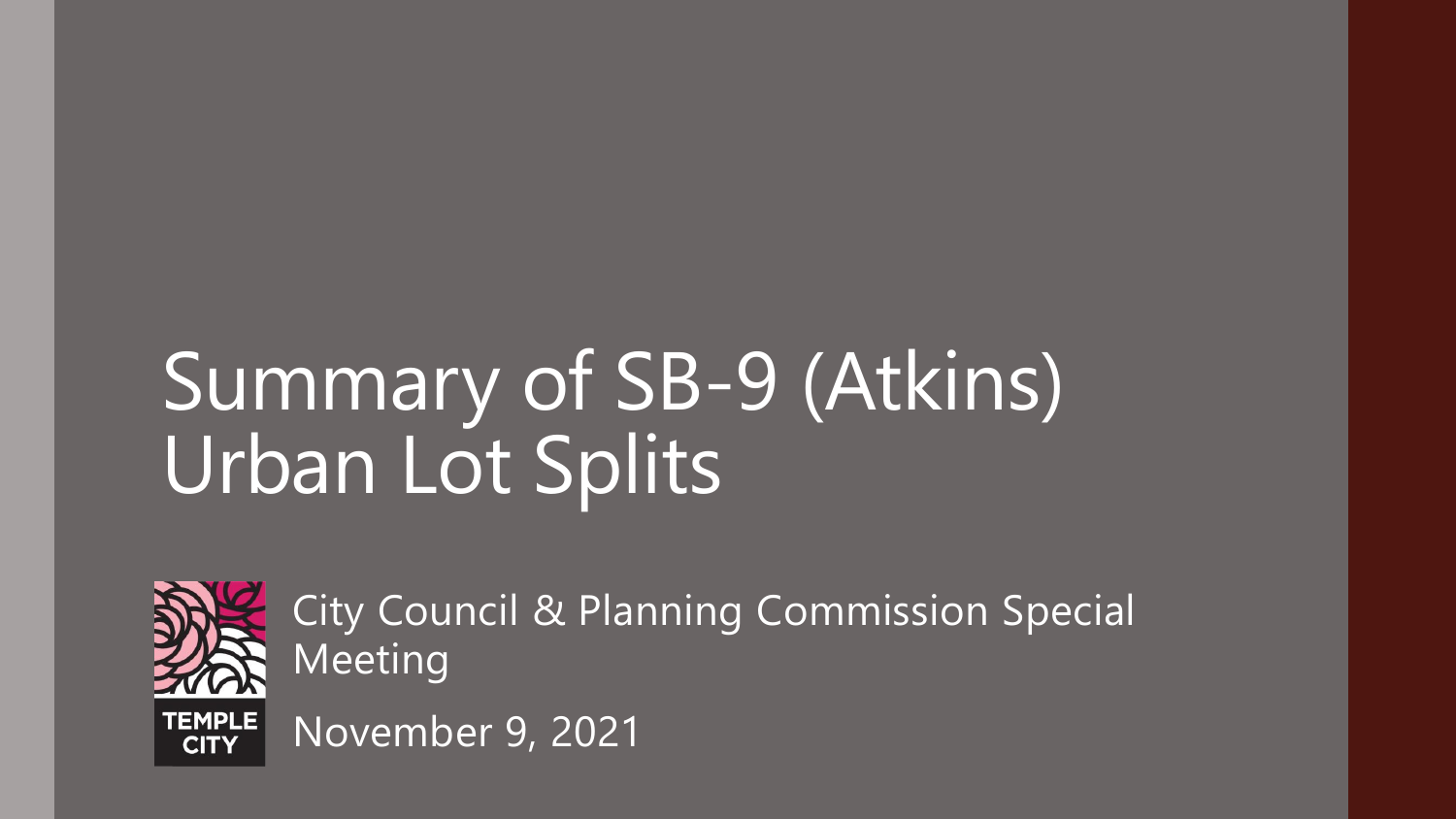# Summary of SB-9 (Atkins) Urban Lot Splits

TEMPLE CITY

City Council & Planning Commission Special Meeting

November 9, 2021